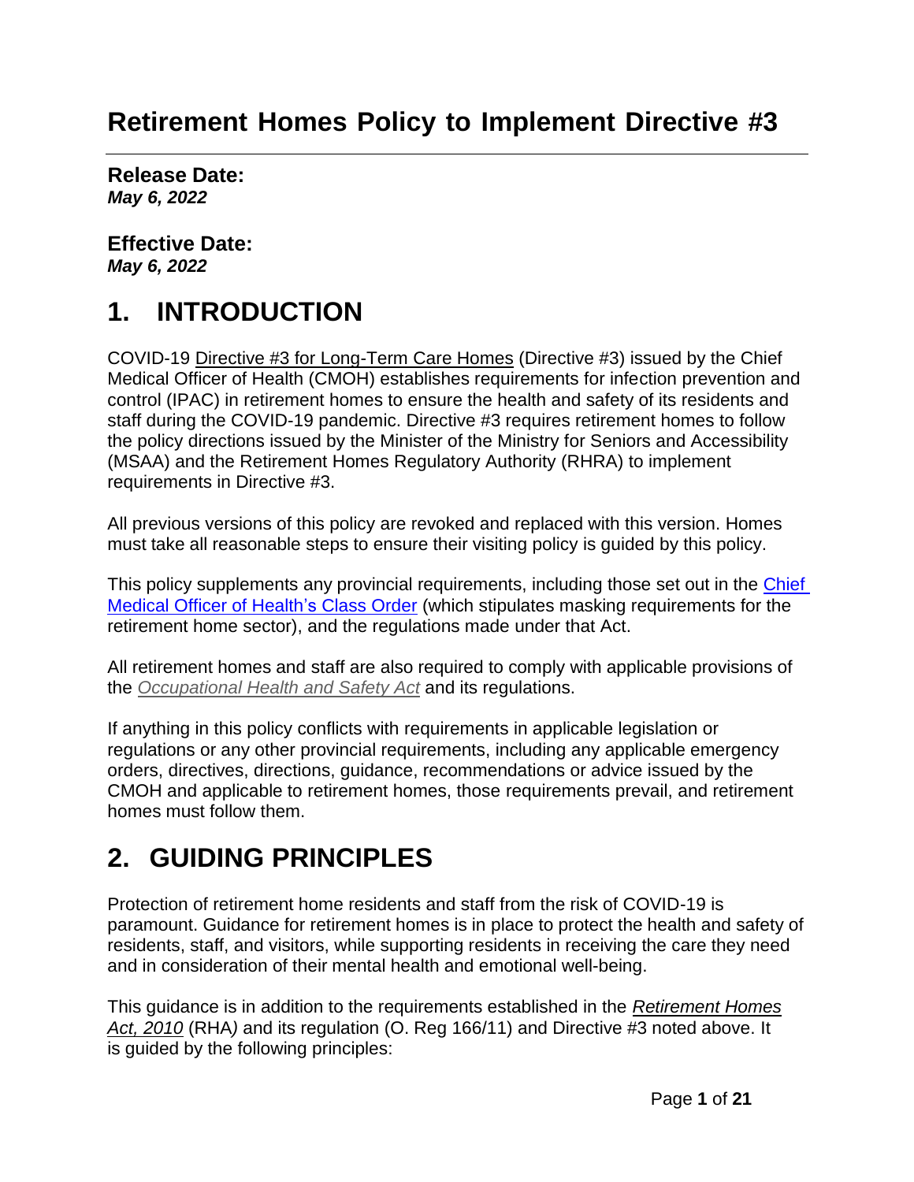# Retirement Homes Policy to Implement Directive #3

**Release Date:**
*May 6, 2022*

**Effective Date:**
*May 6, 2022*

## 1. INTRODUCTION

COVID-19 Directive #3 for Long-Term Care Homes (Directive #3) issued by the Chief Medical Officer of Health (CMOH) establishes requirements for infection prevention and control (IPAC) in retirement homes to ensure the health and safety of its residents and staff during the COVID-19 pandemic. Directive #3 requires retirement homes to follow the policy directions issued by the Minister of the Ministry for Seniors and Accessibility (MSAA) and the Retirement Homes Regulatory Authority (RHRA) to implement requirements in Directive #3.

All previous versions of this policy are revoked and replaced with this version. Homes must take all reasonable steps to ensure their visiting policy is guided by this policy.

This policy supplements any provincial requirements, including those set out in the Chief Medical Officer of Health's Class Order (which stipulates masking requirements for the retirement home sector), and the regulations made under that Act.

All retirement homes and staff are also required to comply with applicable provisions of the *Occupational Health and Safety Act* and its regulations.

If anything in this policy conflicts with requirements in applicable legislation or regulations or any other provincial requirements, including any applicable emergency orders, directives, directions, guidance, recommendations or advice issued by the CMOH and applicable to retirement homes, those requirements prevail, and retirement homes must follow them.

## 2. GUIDING PRINCIPLES

Protection of retirement home residents and staff from the risk of COVID-19 is paramount. Guidance for retirement homes is in place to protect the health and safety of residents, staff, and visitors, while supporting residents in receiving the care they need and in consideration of their mental health and emotional well-being.

This guidance is in addition to the requirements established in the *Retirement Homes Act, 2010* (RHA) and its regulation (O. Reg 166/11) and Directive #3 noted above. It is guided by the following principles: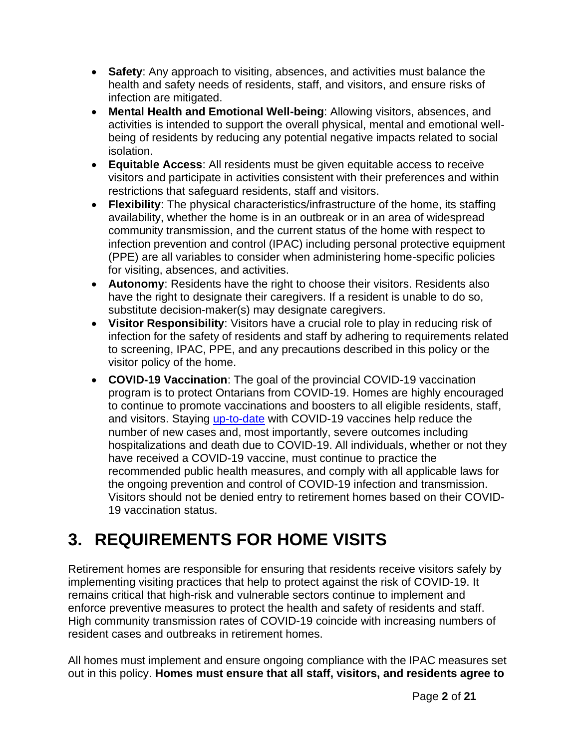- **Safety**: Any approach to visiting, absences, and activities must balance the health and safety needs of residents, staff, and visitors, and ensure risks of infection are mitigated.
- **Mental Health and Emotional Well-being**: Allowing visitors, absences, and activities is intended to support the overall physical, mental and emotional well-being of residents by reducing any potential negative impacts related to social isolation.
- **Equitable Access**: All residents must be given equitable access to receive visitors and participate in activities consistent with their preferences and within restrictions that safeguard residents, staff and visitors.
- **Flexibility**: The physical characteristics/infrastructure of the home, its staffing availability, whether the home is in an outbreak or in an area of widespread community transmission, and the current status of the home with respect to infection prevention and control (IPAC) including personal protective equipment (PPE) are all variables to consider when administering home-specific policies for visiting, absences, and activities.
- **Autonomy**: Residents have the right to choose their visitors. Residents also have the right to designate their caregivers. If a resident is unable to do so, substitute decision-maker(s) may designate caregivers.
- **Visitor Responsibility**: Visitors have a crucial role to play in reducing risk of infection for the safety of residents and staff by adhering to requirements related to screening, IPAC, PPE, and any precautions described in this policy or the visitor policy of the home.
- **COVID-19 Vaccination**: The goal of the provincial COVID-19 vaccination program is to protect Ontarians from COVID-19. Homes are highly encouraged to continue to promote vaccinations and boosters to all eligible residents, staff, and visitors. Staying up-to-date with COVID-19 vaccines help reduce the number of new cases and, most importantly, severe outcomes including hospitalizations and death due to COVID-19. All individuals, whether or not they have received a COVID-19 vaccine, must continue to practice the recommended public health measures, and comply with all applicable laws for the ongoing prevention and control of COVID-19 infection and transmission. Visitors should not be denied entry to retirement homes based on their COVID-19 vaccination status.

# 3. REQUIREMENTS FOR HOME VISITS

Retirement homes are responsible for ensuring that residents receive visitors safely by implementing visiting practices that help to protect against the risk of COVID-19. It remains critical that high-risk and vulnerable sectors continue to implement and enforce preventive measures to protect the health and safety of residents and staff. High community transmission rates of COVID-19 coincide with increasing numbers of resident cases and outbreaks in retirement homes.

All homes must implement and ensure ongoing compliance with the IPAC measures set out in this policy. **Homes must ensure that all staff, visitors, and residents agree to**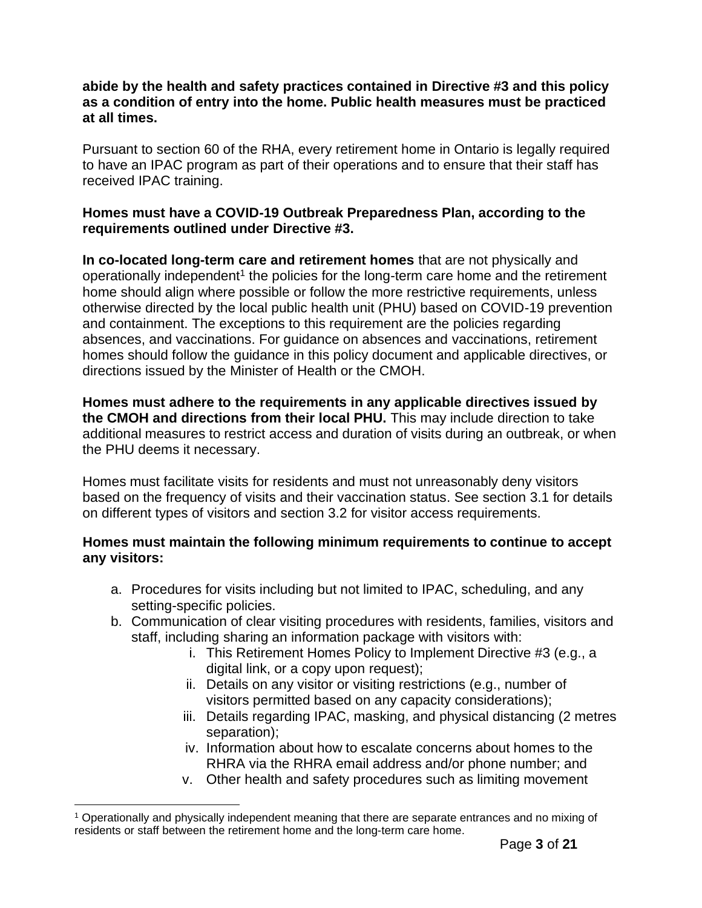**abide by the health and safety practices contained in Directive #3 and this policy as a condition of entry into the home. Public health measures must be practiced at all times.**

Pursuant to section 60 of the RHA, every retirement home in Ontario is legally required to have an IPAC program as part of their operations and to ensure that their staff has received IPAC training.

**Homes must have a COVID-19 Outbreak Preparedness Plan, according to the requirements outlined under Directive #3.**

**In co-located long-term care and retirement homes** that are not physically and operationally independent[1] the policies for the long-term care home and the retirement home should align where possible or follow the more restrictive requirements, unless otherwise directed by the local public health unit (PHU) based on COVID-19 prevention and containment. The exceptions to this requirement are the policies regarding absences, and vaccinations. For guidance on absences and vaccinations, retirement homes should follow the guidance in this policy document and applicable directives, or directions issued by the Minister of Health or the CMOH.

**Homes must adhere to the requirements in any applicable directives issued by the CMOH and directions from their local PHU.** This may include direction to take additional measures to restrict access and duration of visits during an outbreak, or when the PHU deems it necessary.

Homes must facilitate visits for residents and must not unreasonably deny visitors based on the frequency of visits and their vaccination status. See section 3.1 for details on different types of visitors and section 3.2 for visitor access requirements.

**Homes must maintain the following minimum requirements to continue to accept any visitors:**

a. Procedures for visits including but not limited to IPAC, scheduling, and any setting-specific policies.
b. Communication of clear visiting procedures with residents, families, visitors and staff, including sharing an information package with visitors with:
    i. This Retirement Homes Policy to Implement Directive #3 (e.g., a digital link, or a copy upon request);
    ii. Details on any visitor or visiting restrictions (e.g., number of visitors permitted based on any capacity considerations);
    iii. Details regarding IPAC, masking, and physical distancing (2 metres separation);
    iv. Information about how to escalate concerns about homes to the RHRA via the RHRA email address and/or phone number; and
    v. Other health and safety procedures such as limiting movement

[1] Operationally and physically independent meaning that there are separate entrances and no mixing of residents or staff between the retirement home and the long-term care home.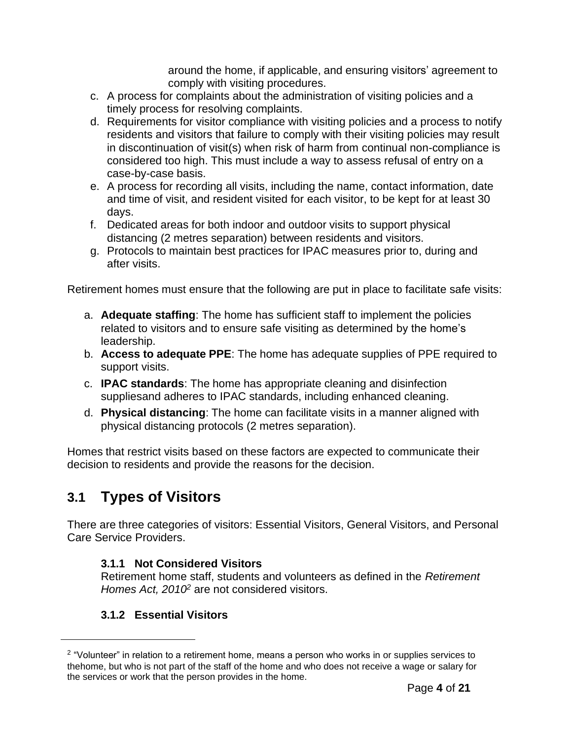around the home, if applicable, and ensuring visitors' agreement to comply with visiting procedures.

c. A process for complaints about the administration of visiting policies and a timely process for resolving complaints.
d. Requirements for visitor compliance with visiting policies and a process to notify residents and visitors that failure to comply with their visiting policies may result in discontinuation of visit(s) when risk of harm from continual non-compliance is considered too high. This must include a way to assess refusal of entry on a case-by-case basis.
e. A process for recording all visits, including the name, contact information, date and time of visit, and resident visited for each visitor, to be kept for at least 30 days.
f. Dedicated areas for both indoor and outdoor visits to support physical distancing (2 metres separation) between residents and visitors.
g. Protocols to maintain best practices for IPAC measures prior to, during and after visits.

Retirement homes must ensure that the following are put in place to facilitate safe visits:

a. **Adequate staffing**: The home has sufficient staff to implement the policies related to visitors and to ensure safe visiting as determined by the home's leadership.
b. **Access to adequate PPE**: The home has adequate supplies of PPE required to support visits.
c. **IPAC standards**: The home has appropriate cleaning and disinfection suppliesand adheres to IPAC standards, including enhanced cleaning.
d. **Physical distancing**: The home can facilitate visits in a manner aligned with physical distancing protocols (2 metres separation).

Homes that restrict visits based on these factors are expected to communicate their decision to residents and provide the reasons for the decision.

## 3.1 Types of Visitors

There are three categories of visitors: Essential Visitors, General Visitors, and Personal Care Service Providers.

### 3.1.1 Not Considered Visitors

Retirement home staff, students and volunteers as defined in the *Retirement Homes Act, 2010*[2] are not considered visitors.

### 3.1.2 Essential Visitors

[2] "Volunteer" in relation to a retirement home, means a person who works in or supplies services to thehome, but who is not part of the staff of the home and who does not receive a wage or salary for the services or work that the person provides in the home.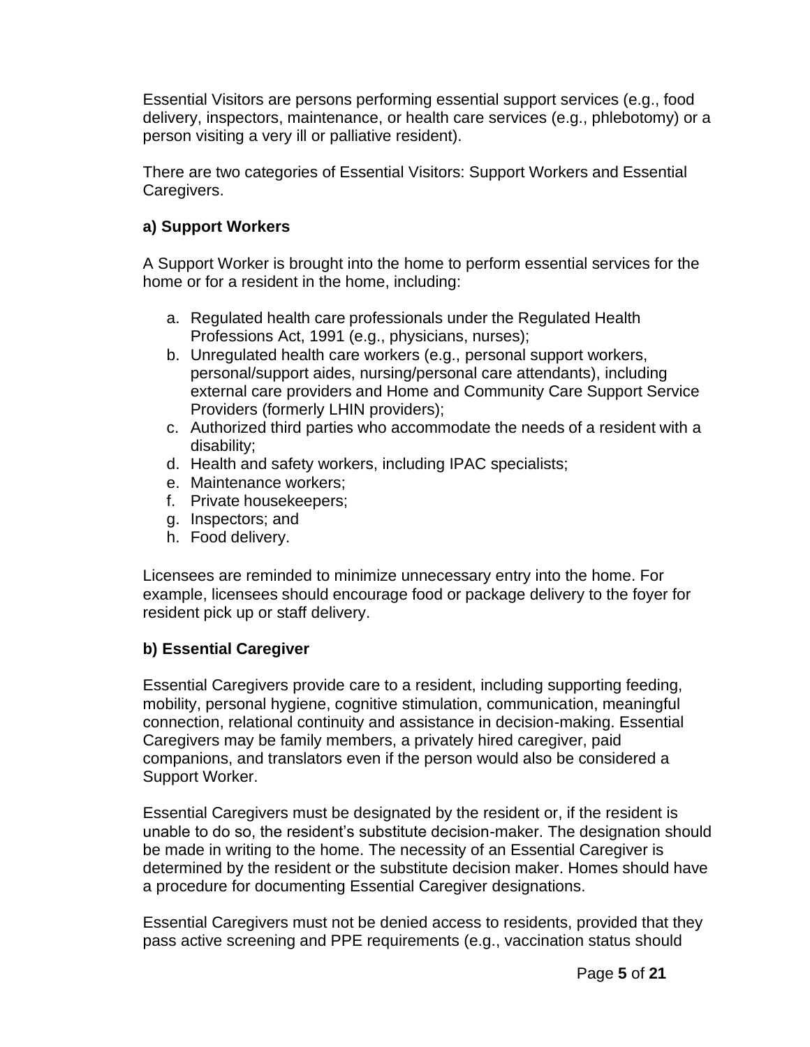Essential Visitors are persons performing essential support services (e.g., food delivery, inspectors, maintenance, or health care services (e.g., phlebotomy) or a person visiting a very ill or palliative resident).

There are two categories of Essential Visitors: Support Workers and Essential Caregivers.

### a) Support Workers

A Support Worker is brought into the home to perform essential services for the home or for a resident in the home, including:

a. Regulated health care professionals under the Regulated Health Professions Act, 1991 (e.g., physicians, nurses);
b. Unregulated health care workers (e.g., personal support workers, personal/support aides, nursing/personal care attendants), including external care providers and Home and Community Care Support Service Providers (formerly LHIN providers);
c. Authorized third parties who accommodate the needs of a resident with a disability;
d. Health and safety workers, including IPAC specialists;
e. Maintenance workers;
f. Private housekeepers;
g. Inspectors; and
h. Food delivery.

Licensees are reminded to minimize unnecessary entry into the home. For example, licensees should encourage food or package delivery to the foyer for resident pick up or staff delivery.

### b) Essential Caregiver

Essential Caregivers provide care to a resident, including supporting feeding, mobility, personal hygiene, cognitive stimulation, communication, meaningful connection, relational continuity and assistance in decision-making. Essential Caregivers may be family members, a privately hired caregiver, paid companions, and translators even if the person would also be considered a Support Worker.

Essential Caregivers must be designated by the resident or, if the resident is unable to do so, the resident's substitute decision-maker. The designation should be made in writing to the home. The necessity of an Essential Caregiver is determined by the resident or the substitute decision maker. Homes should have a procedure for documenting Essential Caregiver designations.

Essential Caregivers must not be denied access to residents, provided that they pass active screening and PPE requirements (e.g., vaccination status should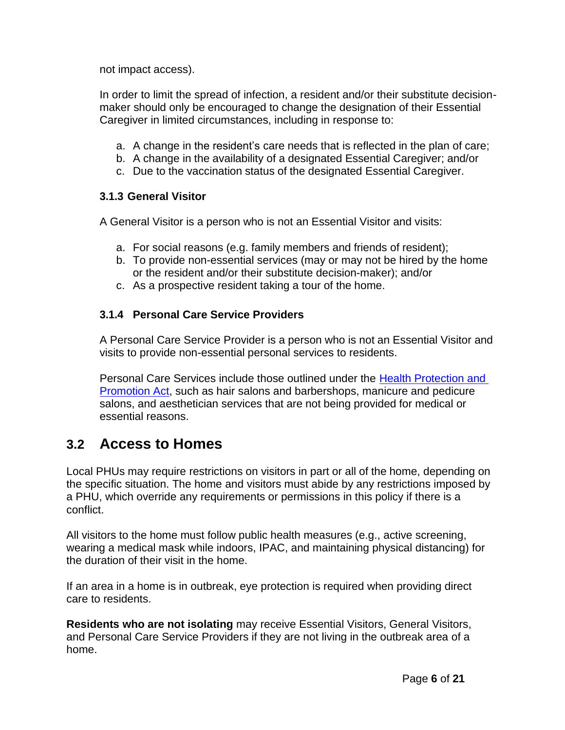not impact access).

In order to limit the spread of infection, a resident and/or their substitute decision-maker should only be encouraged to change the designation of their Essential Caregiver in limited circumstances, including in response to:

a. A change in the resident's care needs that is reflected in the plan of care;
b. A change in the availability of a designated Essential Caregiver; and/or
c. Due to the vaccination status of the designated Essential Caregiver.

### 3.1.3 General Visitor

A General Visitor is a person who is not an Essential Visitor and visits:

a. For social reasons (e.g. family members and friends of resident);
b. To provide non-essential services (may or may not be hired by the home or the resident and/or their substitute decision-maker); and/or
c. As a prospective resident taking a tour of the home.

### 3.1.4 Personal Care Service Providers

A Personal Care Service Provider is a person who is not an Essential Visitor and visits to provide non-essential personal services to residents.

Personal Care Services include those outlined under the [Health Protection and Promotion Act](), such as hair salons and barbershops, manicure and pedicure salons, and aesthetician services that are not being provided for medical or essential reasons.

## 3.2 Access to Homes

Local PHUs may require restrictions on visitors in part or all of the home, depending on the specific situation. The home and visitors must abide by any restrictions imposed by a PHU, which override any requirements or permissions in this policy if there is a conflict.

All visitors to the home must follow public health measures (e.g., active screening, wearing a medical mask while indoors, IPAC, and maintaining physical distancing) for the duration of their visit in the home.

If an area in a home is in outbreak, eye protection is required when providing direct care to residents.

**Residents who are not isolating** may receive Essential Visitors, General Visitors, and Personal Care Service Providers if they are not living in the outbreak area of a home.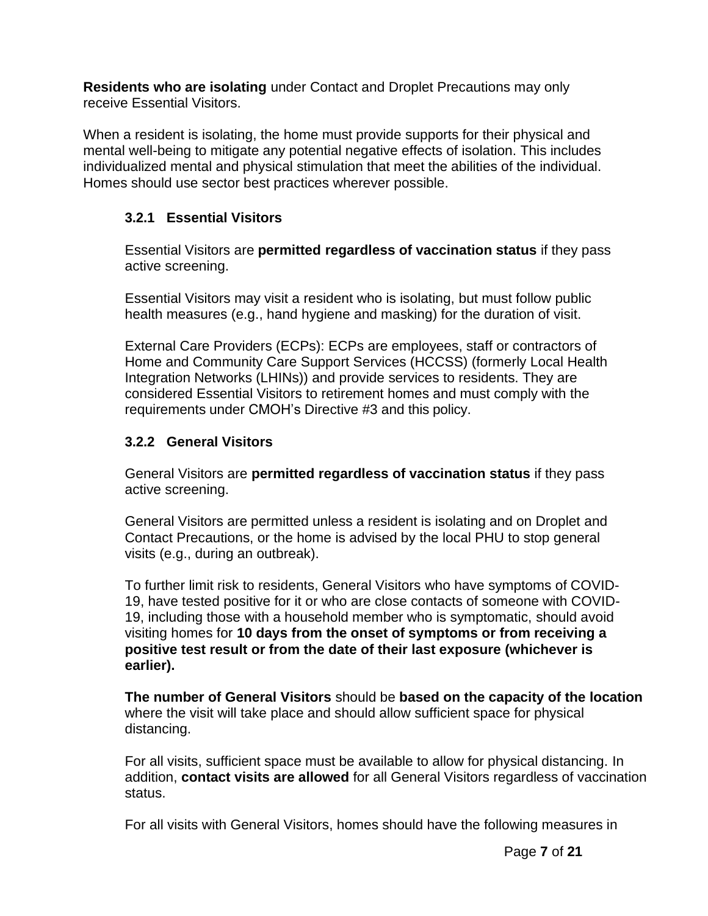**Residents who are isolating** under Contact and Droplet Precautions may only receive Essential Visitors.

When a resident is isolating, the home must provide supports for their physical and mental well-being to mitigate any potential negative effects of isolation. This includes individualized mental and physical stimulation that meet the abilities of the individual. Homes should use sector best practices wherever possible.

### 3.2.1 Essential Visitors

Essential Visitors are **permitted regardless of vaccination status** if they pass active screening.

Essential Visitors may visit a resident who is isolating, but must follow public health measures (e.g., hand hygiene and masking) for the duration of visit.

External Care Providers (ECPs): ECPs are employees, staff or contractors of Home and Community Care Support Services (HCCSS) (formerly Local Health Integration Networks (LHINs)) and provide services to residents. They are considered Essential Visitors to retirement homes and must comply with the requirements under CMOH's Directive #3 and this policy.

### 3.2.2 General Visitors

General Visitors are **permitted regardless of vaccination status** if they pass active screening.

General Visitors are permitted unless a resident is isolating and on Droplet and Contact Precautions, or the home is advised by the local PHU to stop general visits (e.g., during an outbreak).

To further limit risk to residents, General Visitors who have symptoms of COVID-19, have tested positive for it or who are close contacts of someone with COVID-19, including those with a household member who is symptomatic, should avoid visiting homes for **10 days from the onset of symptoms or from receiving a positive test result or from the date of their last exposure (whichever is earlier).**

**The number of General Visitors** should be **based on the capacity of the location** where the visit will take place and should allow sufficient space for physical distancing.

For all visits, sufficient space must be available to allow for physical distancing. In addition, **contact visits are allowed** for all General Visitors regardless of vaccination status.

For all visits with General Visitors, homes should have the following measures in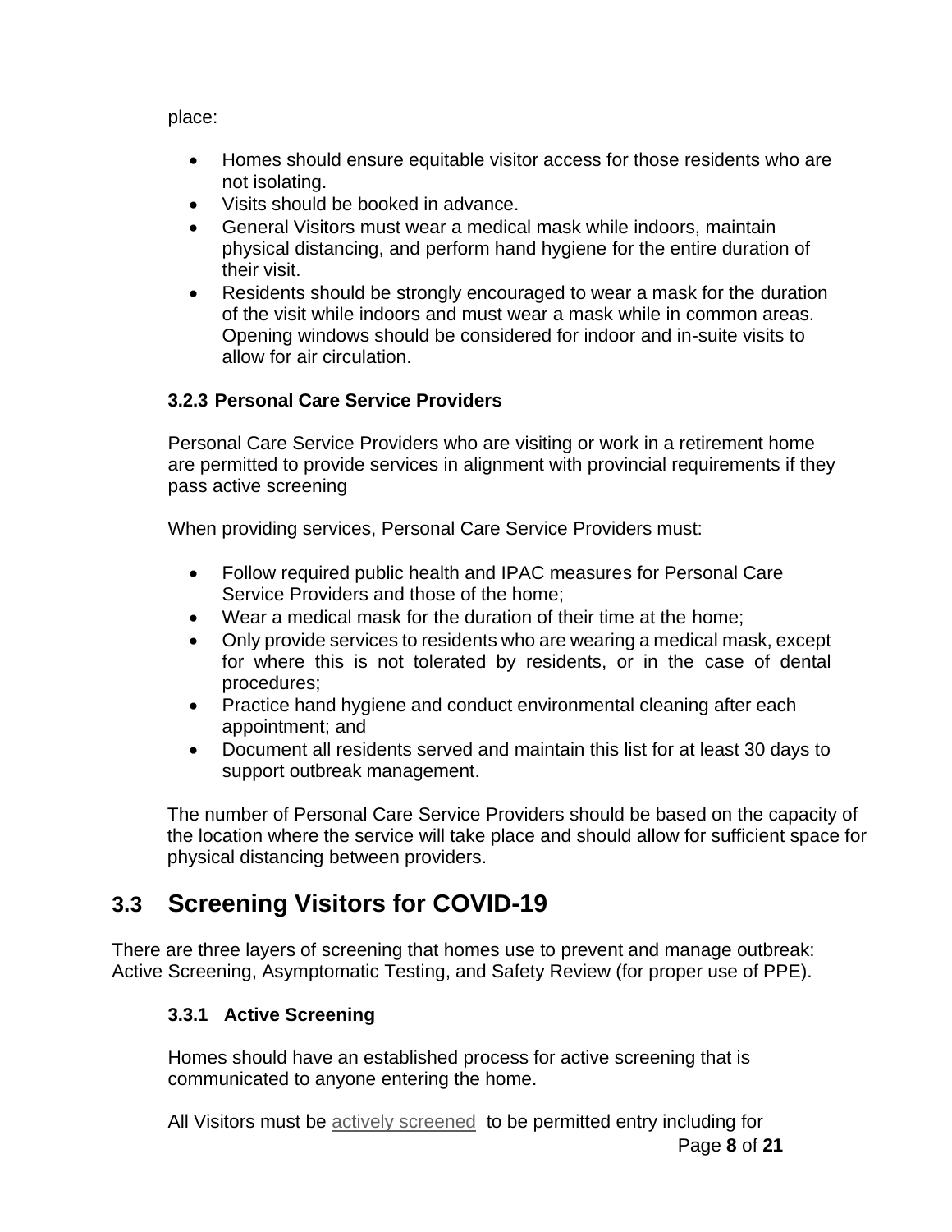place:

- Homes should ensure equitable visitor access for those residents who are not isolating.
- Visits should be booked in advance.
- General Visitors must wear a medical mask while indoors, maintain physical distancing, and perform hand hygiene for the entire duration of their visit.
- Residents should be strongly encouraged to wear a mask for the duration of the visit while indoors and must wear a mask while in common areas. Opening windows should be considered for indoor and in-suite visits to allow for air circulation.

### 3.2.3 Personal Care Service Providers

Personal Care Service Providers who are visiting or work in a retirement home are permitted to provide services in alignment with provincial requirements if they pass active screening

When providing services, Personal Care Service Providers must:

- Follow required public health and IPAC measures for Personal Care Service Providers and those of the home;
- Wear a medical mask for the duration of their time at the home;
- Only provide services to residents who are wearing a medical mask, except for where this is not tolerated by residents, or in the case of dental procedures;
- Practice hand hygiene and conduct environmental cleaning after each appointment; and
- Document all residents served and maintain this list for at least 30 days to support outbreak management.

The number of Personal Care Service Providers should be based on the capacity of the location where the service will take place and should allow for sufficient space for physical distancing between providers.

## 3.3 Screening Visitors for COVID-19

There are three layers of screening that homes use to prevent and manage outbreak: Active Screening, Asymptomatic Testing, and Safety Review (for proper use of PPE).

### 3.3.1 Active Screening

Homes should have an established process for active screening that is communicated to anyone entering the home.

All Visitors must be actively screened to be permitted entry including for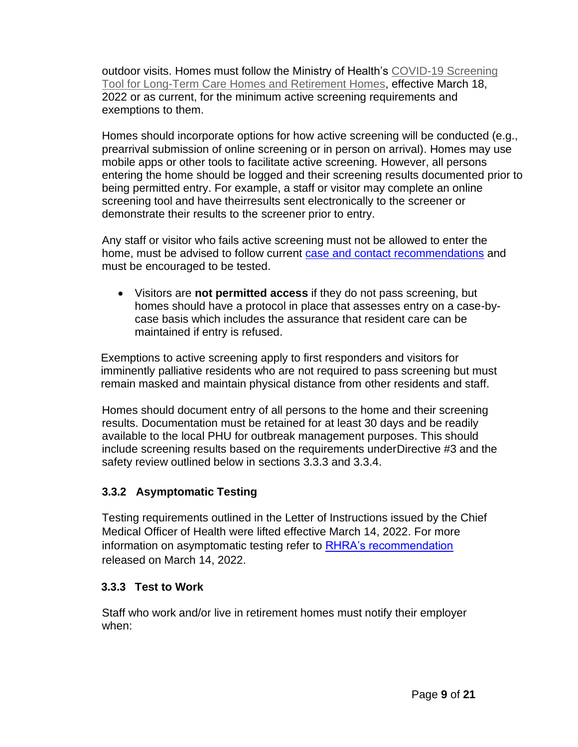outdoor visits. Homes must follow the Ministry of Health's COVID-19 Screening Tool for Long-Term Care Homes and Retirement Homes, effective March 18, 2022 or as current, for the minimum active screening requirements and exemptions to them.

Homes should incorporate options for how active screening will be conducted (e.g., prearrival submission of online screening or in person on arrival). Homes may use mobile apps or other tools to facilitate active screening. However, all persons entering the home should be logged and their screening results documented prior to being permitted entry. For example, a staff or visitor may complete an online screening tool and have theirresults sent electronically to the screener or demonstrate their results to the screener prior to entry.

Any staff or visitor who fails active screening must not be allowed to enter the home, must be advised to follow current case and contact recommendations and must be encouraged to be tested.

- Visitors are **not permitted access** if they do not pass screening, but homes should have a protocol in place that assesses entry on a case-by-case basis which includes the assurance that resident care can be maintained if entry is refused.

Exemptions to active screening apply to first responders and visitors for imminently palliative residents who are not required to pass screening but must remain masked and maintain physical distance from other residents and staff.

Homes should document entry of all persons to the home and their screening results. Documentation must be retained for at least 30 days and be readily available to the local PHU for outbreak management purposes. This should include screening results based on the requirements underDirective #3 and the safety review outlined below in sections 3.3.3 and 3.3.4.

### 3.3.2 Asymptomatic Testing

Testing requirements outlined in the Letter of Instructions issued by the Chief Medical Officer of Health were lifted effective March 14, 2022. For more information on asymptomatic testing refer to RHRA's recommendation released on March 14, 2022.

### 3.3.3 Test to Work

Staff who work and/or live in retirement homes must notify their employer when: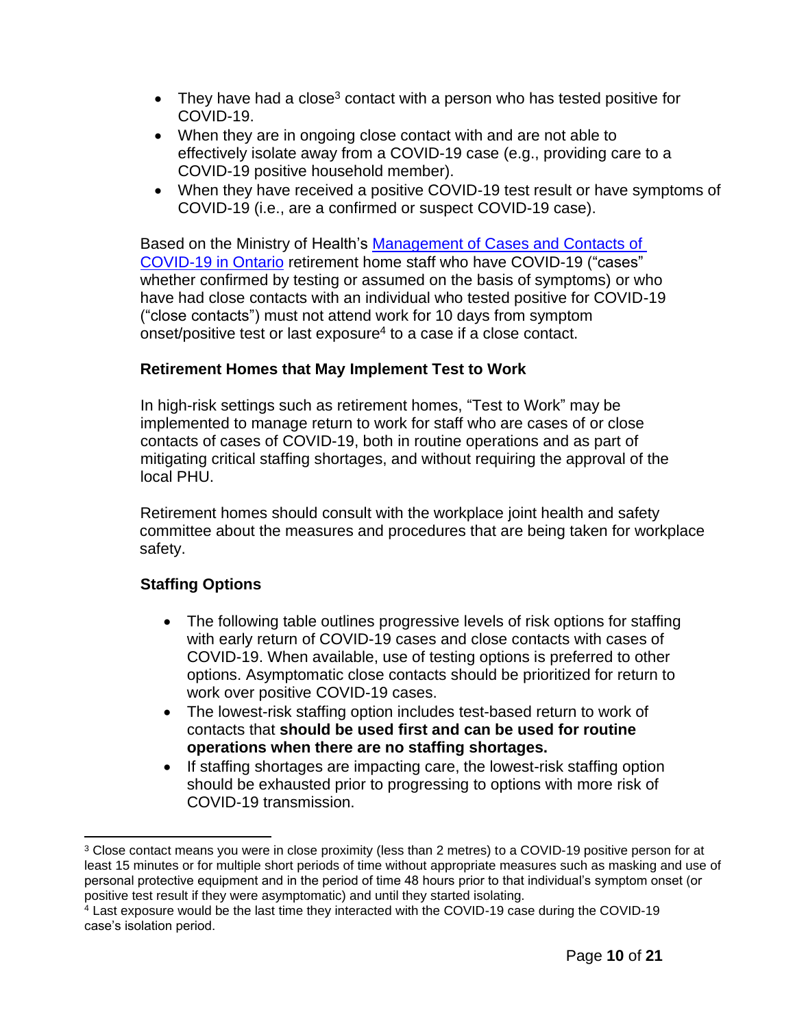- They have had a close[3] contact with a person who has tested positive for COVID-19.
- When they are in ongoing close contact with and are not able to effectively isolate away from a COVID-19 case (e.g., providing care to a COVID-19 positive household member).
- When they have received a positive COVID-19 test result or have symptoms of COVID-19 (i.e., are a confirmed or suspect COVID-19 case).

Based on the Ministry of Health's [Management of Cases and Contacts of COVID-19 in Ontario](#) retirement home staff who have COVID-19 ("cases" whether confirmed by testing or assumed on the basis of symptoms) or who have had close contacts with an individual who tested positive for COVID-19 ("close contacts") must not attend work for 10 days from symptom onset/positive test or last exposure[4] to a case if a close contact.

### Retirement Homes that May Implement Test to Work

In high-risk settings such as retirement homes, "Test to Work" may be implemented to manage return to work for staff who are cases of or close contacts of cases of COVID-19, both in routine operations and as part of mitigating critical staffing shortages, and without requiring the approval of the local PHU.

Retirement homes should consult with the workplace joint health and safety committee about the measures and procedures that are being taken for workplace safety.

### Staffing Options

- The following table outlines progressive levels of risk options for staffing with early return of COVID-19 cases and close contacts with cases of COVID-19. When available, use of testing options is preferred to other options. Asymptomatic close contacts should be prioritized for return to work over positive COVID-19 cases.
- The lowest-risk staffing option includes test-based return to work of contacts that **should be used first and can be used for routine operations when there are no staffing shortages.**
- If staffing shortages are impacting care, the lowest-risk staffing option should be exhausted prior to progressing to options with more risk of COVID-19 transmission.

---

[3] Close contact means you were in close proximity (less than 2 metres) to a COVID-19 positive person for at least 15 minutes or for multiple short periods of time without appropriate measures such as masking and use of personal protective equipment and in the period of time 48 hours prior to that individual's symptom onset (or positive test result if they were asymptomatic) and until they started isolating.

[4] Last exposure would be the last time they interacted with the COVID-19 case during the COVID-19 case's isolation period.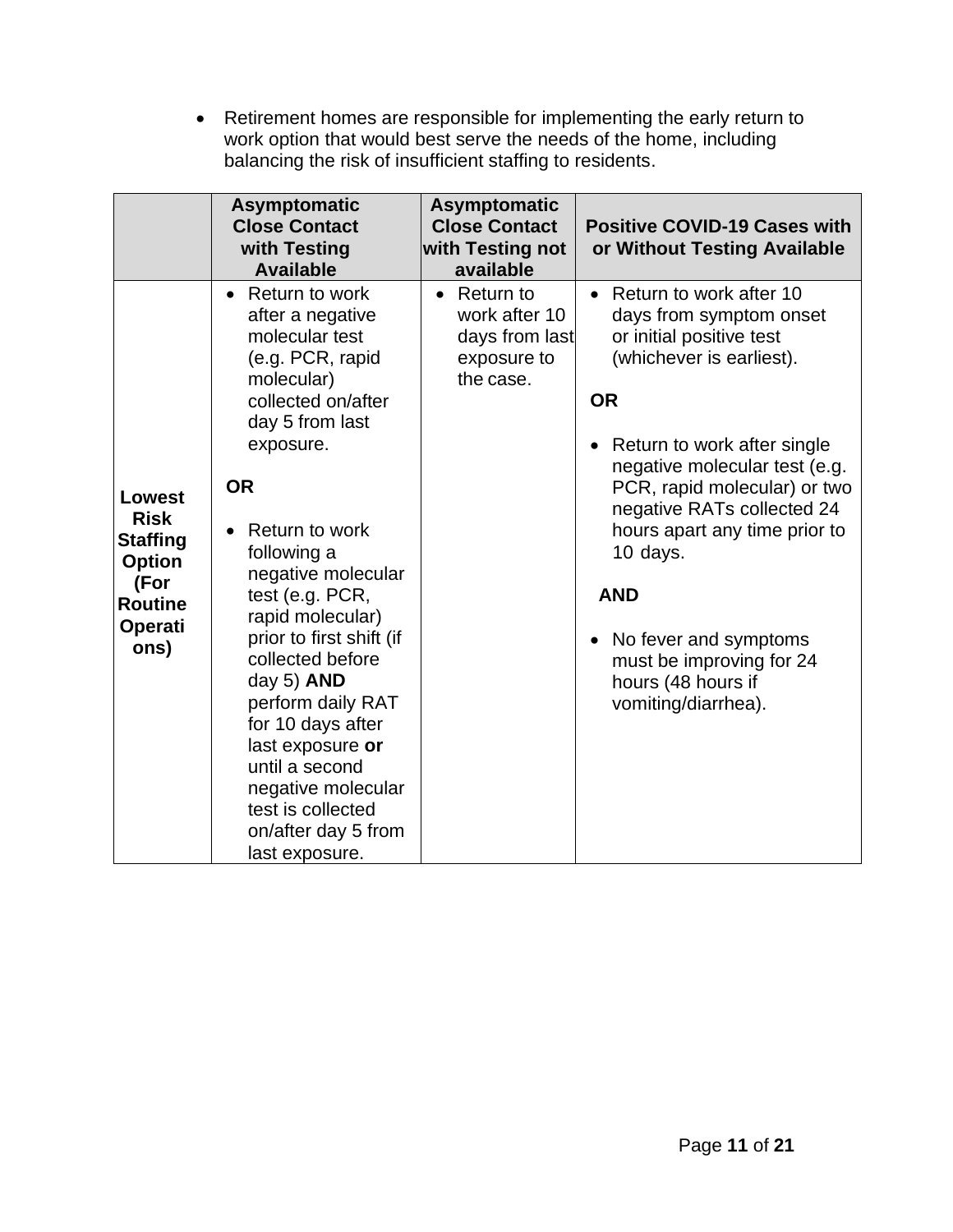- Retirement homes are responsible for implementing the early return to work option that would best serve the needs of the home, including balancing the risk of insufficient staffing to residents.

| | Asymptomatic Close Contact with Testing Available | Asymptomatic Close Contact with Testing not available | Positive COVID-19 Cases with or Without Testing Available |
|---|---|---|---|
| **Lowest Risk Staffing Option (For Routine Operations)** | • Return to work after a negative molecular test (e.g. PCR, rapid molecular) collected on/after day 5 from last exposure.<br><br>**OR**<br><br>• Return to work following a negative molecular test (e.g. PCR, rapid molecular) prior to first shift (if collected before day 5) **AND** perform daily RAT for 10 days after last exposure **or** until a second negative molecular test is collected on/after day 5 from last exposure. | • Return to work after 10 days from last exposure to the case. | • Return to work after 10 days from symptom onset or initial positive test (whichever is earliest).<br><br>**OR**<br><br>• Return to work after single negative molecular test (e.g. PCR, rapid molecular) or two negative RATs collected 24 hours apart any time prior to 10 days.<br><br>**AND**<br><br>• No fever and symptoms must be improving for 24 hours (48 hours if vomiting/diarrhea). |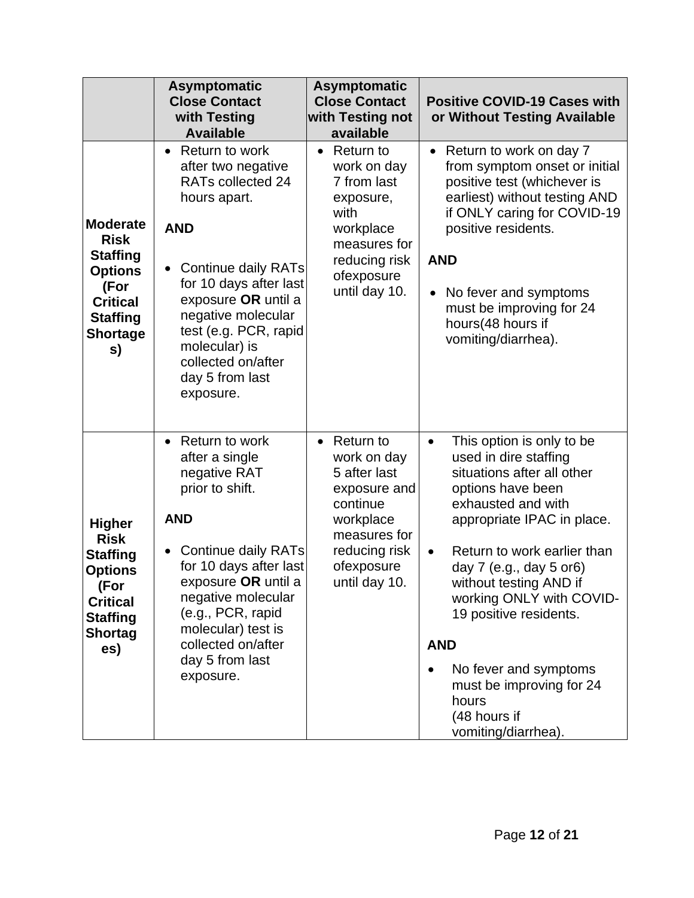| | Asymptomatic Close Contact with Testing Available | Asymptomatic Close Contact with Testing not available | Positive COVID-19 Cases with or Without Testing Available |
|---|---|---|---|
| **Moderate Risk Staffing Options (For Critical Staffing Shortages)** | • Return to work after two negative RATs collected 24 hours apart.<br><br>**AND**<br><br>• Continue daily RATs for 10 days after last exposure **OR** until a negative molecular test (e.g. PCR, rapid molecular) is collected on/after day 5 from last exposure. | • Return to work on day 7 from last exposure, with workplace measures for reducing risk ofexposure until day 10. | • Return to work on day 7 from symptom onset or initial positive test (whichever is earliest) without testing AND if ONLY caring for COVID-19 positive residents.<br><br>**AND**<br><br>• No fever and symptoms must be improving for 24 hours(48 hours if vomiting/diarrhea). |
| **Higher Risk Staffing Options (For Critical Staffing Shortages)** | • Return to work after a single negative RAT prior to shift.<br><br>**AND**<br><br>• Continue daily RATs for 10 days after last exposure **OR** until a negative molecular (e.g., PCR, rapid molecular) test is collected on/after day 5 from last exposure. | • Return to work on day 5 after last exposure and continue workplace measures for reducing risk ofexposure until day 10. | • This option is only to be used in dire staffing situations after all other options have been exhausted and with appropriate IPAC in place.<br><br>• Return to work earlier than day 7 (e.g., day 5 or6) without testing AND if working ONLY with COVID-19 positive residents.<br><br>**AND**<br><br>• No fever and symptoms must be improving for 24 hours (48 hours if vomiting/diarrhea). |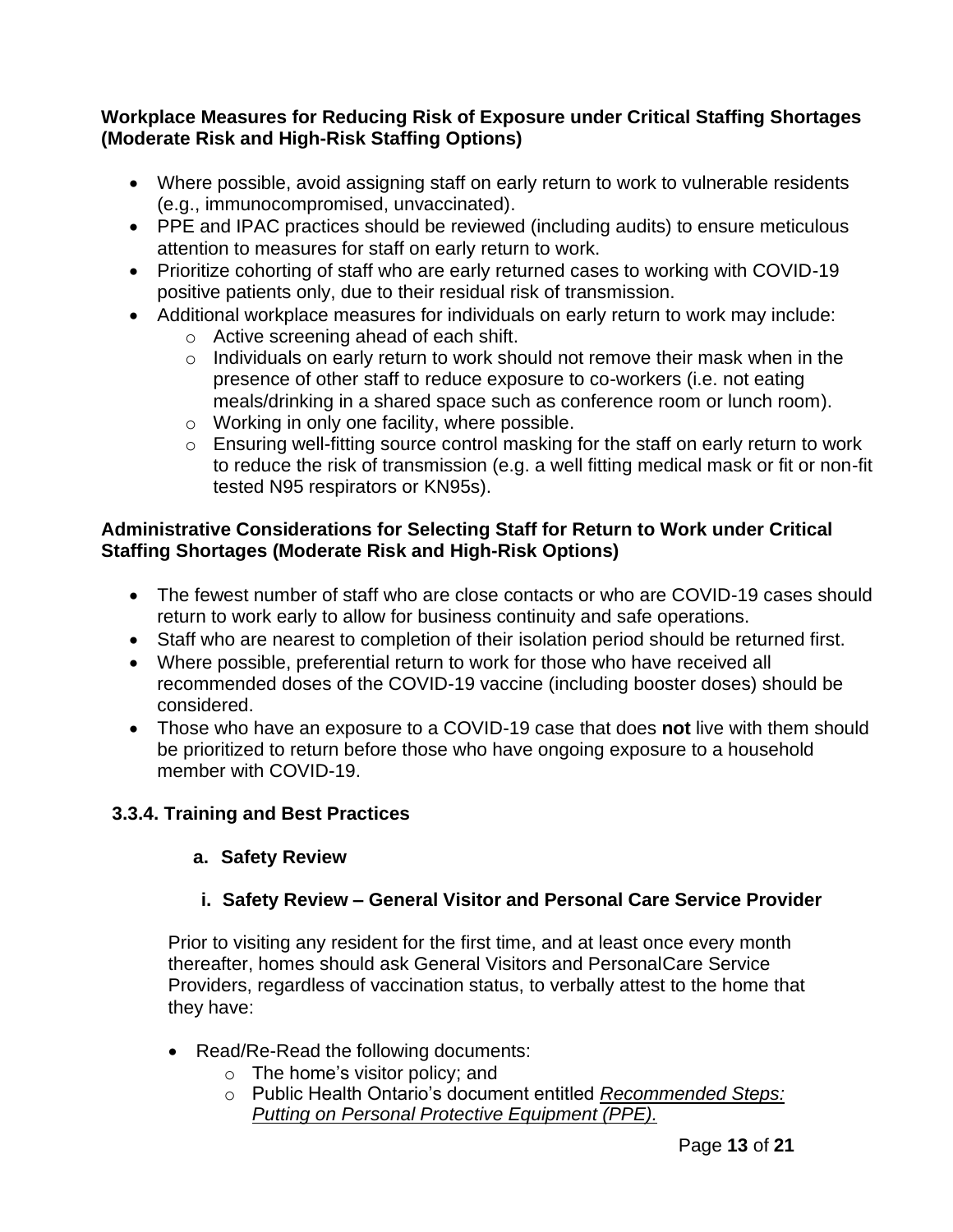**Workplace Measures for Reducing Risk of Exposure under Critical Staffing Shortages (Moderate Risk and High-Risk Staffing Options)**

- Where possible, avoid assigning staff on early return to work to vulnerable residents (e.g., immunocompromised, unvaccinated).
- PPE and IPAC practices should be reviewed (including audits) to ensure meticulous attention to measures for staff on early return to work.
- Prioritize cohorting of staff who are early returned cases to working with COVID-19 positive patients only, due to their residual risk of transmission.
- Additional workplace measures for individuals on early return to work may include:
  - Active screening ahead of each shift.
  - Individuals on early return to work should not remove their mask when in the presence of other staff to reduce exposure to co-workers (i.e. not eating meals/drinking in a shared space such as conference room or lunch room).
  - Working in only one facility, where possible.
  - Ensuring well-fitting source control masking for the staff on early return to work to reduce the risk of transmission (e.g. a well fitting medical mask or fit or non-fit tested N95 respirators or KN95s).

**Administrative Considerations for Selecting Staff for Return to Work under Critical Staffing Shortages (Moderate Risk and High-Risk Options)**

- The fewest number of staff who are close contacts or who are COVID-19 cases should return to work early to allow for business continuity and safe operations.
- Staff who are nearest to completion of their isolation period should be returned first.
- Where possible, preferential return to work for those who have received all recommended doses of the COVID-19 vaccine (including booster doses) should be considered.
- Those who have an exposure to a COVID-19 case that does **not** live with them should be prioritized to return before those who have ongoing exposure to a household member with COVID-19.

### 3.3.4. Training and Best Practices

#### a. Safety Review

##### i. Safety Review – General Visitor and Personal Care Service Provider

Prior to visiting any resident for the first time, and at least once every month thereafter, homes should ask General Visitors and PersonalCare Service Providers, regardless of vaccination status, to verbally attest to the home that they have:

- Read/Re-Read the following documents:
  - The home's visitor policy; and
  - Public Health Ontario's document entitled *Recommended Steps: Putting on Personal Protective Equipment (PPE).*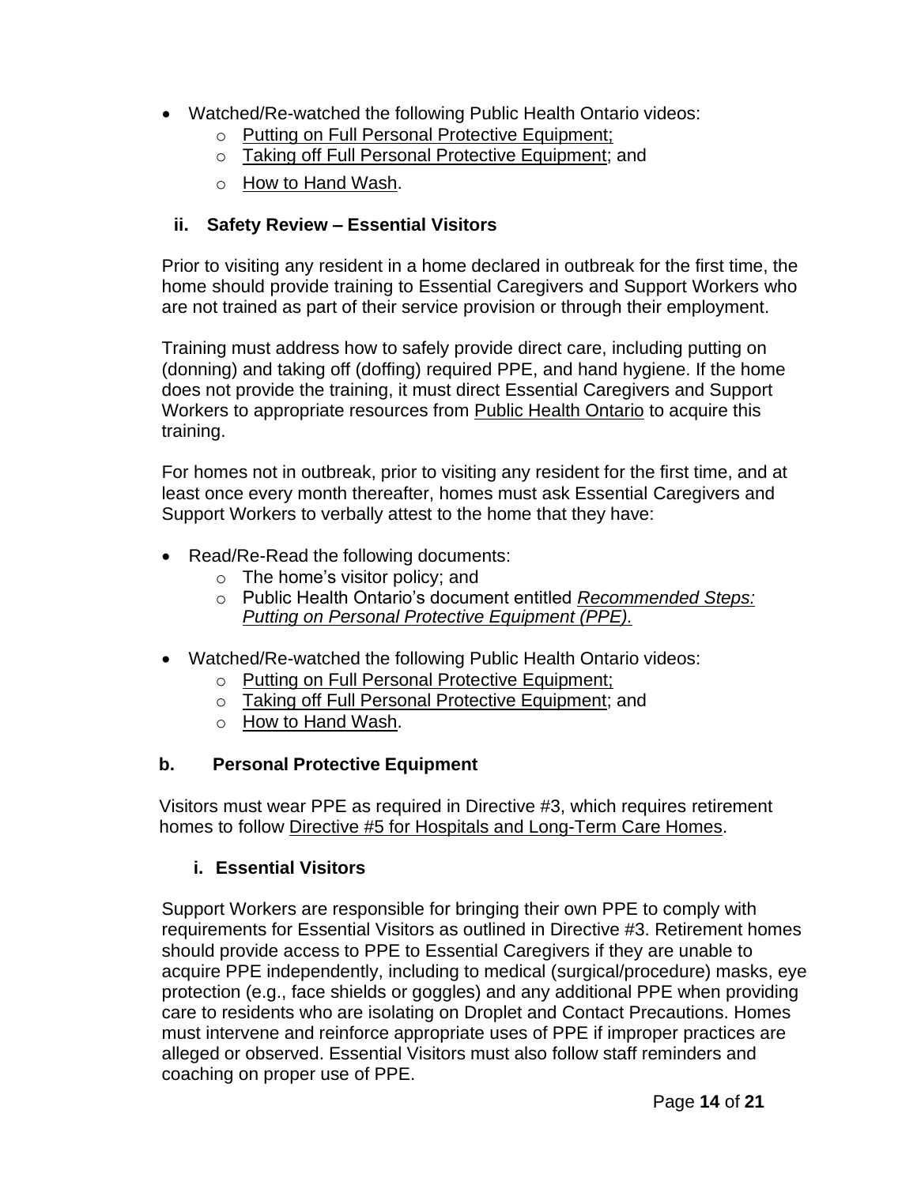- Watched/Re-watched the following Public Health Ontario videos:
  - Putting on Full Personal Protective Equipment;
  - Taking off Full Personal Protective Equipment; and
  - How to Hand Wash.

### ii. Safety Review – Essential Visitors

Prior to visiting any resident in a home declared in outbreak for the first time, the home should provide training to Essential Caregivers and Support Workers who are not trained as part of their service provision or through their employment.

Training must address how to safely provide direct care, including putting on (donning) and taking off (doffing) required PPE, and hand hygiene. If the home does not provide the training, it must direct Essential Caregivers and Support Workers to appropriate resources from Public Health Ontario to acquire this training.

For homes not in outbreak, prior to visiting any resident for the first time, and at least once every month thereafter, homes must ask Essential Caregivers and Support Workers to verbally attest to the home that they have:

- Read/Re-Read the following documents:
  - The home's visitor policy; and
  - Public Health Ontario's document entitled *Recommended Steps: Putting on Personal Protective Equipment (PPE).*

- Watched/Re-watched the following Public Health Ontario videos:
  - Putting on Full Personal Protective Equipment;
  - Taking off Full Personal Protective Equipment; and
  - How to Hand Wash.

## b. Personal Protective Equipment

Visitors must wear PPE as required in Directive #3, which requires retirement homes to follow Directive #5 for Hospitals and Long-Term Care Homes.

### i. Essential Visitors

Support Workers are responsible for bringing their own PPE to comply with requirements for Essential Visitors as outlined in Directive #3. Retirement homes should provide access to PPE to Essential Caregivers if they are unable to acquire PPE independently, including to medical (surgical/procedure) masks, eye protection (e.g., face shields or goggles) and any additional PPE when providing care to residents who are isolating on Droplet and Contact Precautions. Homes must intervene and reinforce appropriate uses of PPE if improper practices are alleged or observed. Essential Visitors must also follow staff reminders and coaching on proper use of PPE.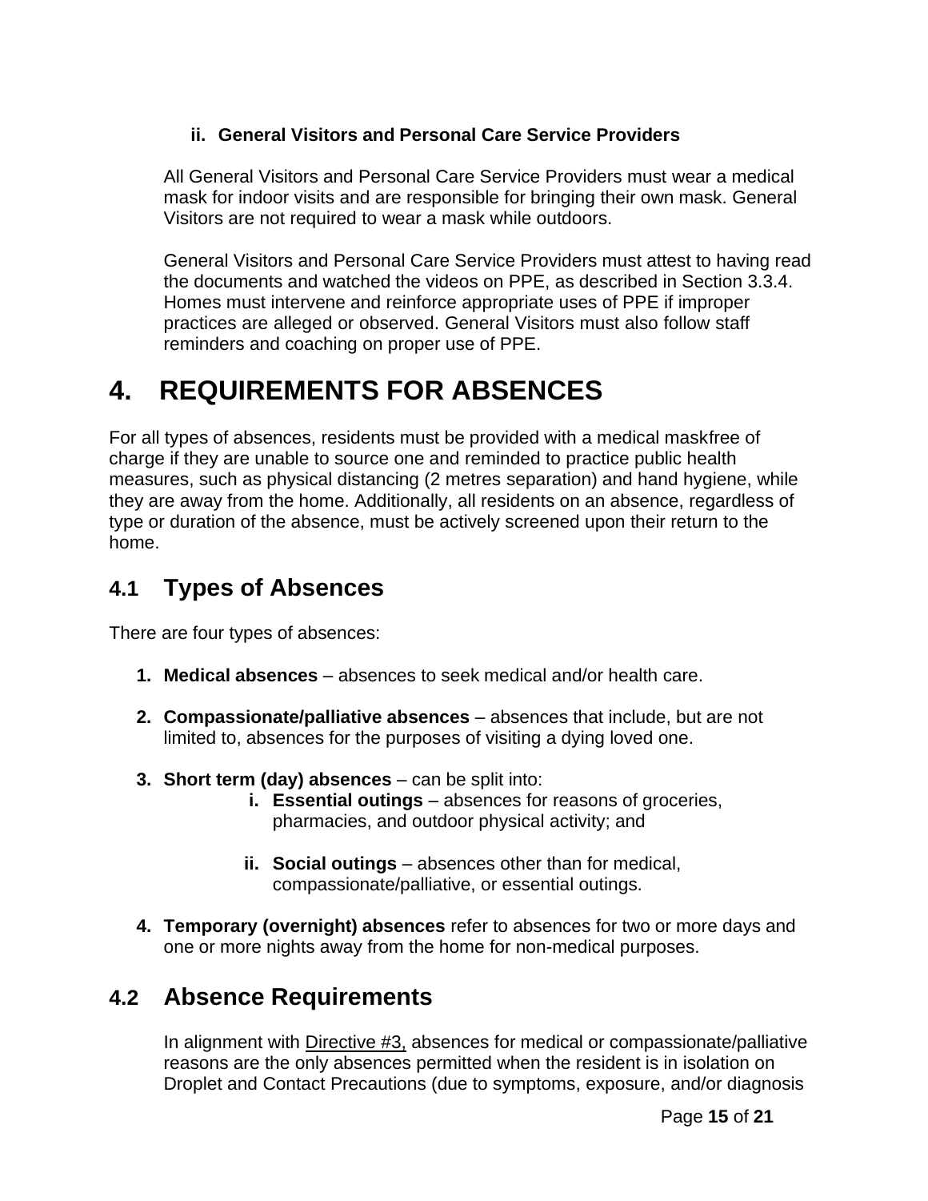**ii. General Visitors and Personal Care Service Providers**

All General Visitors and Personal Care Service Providers must wear a medical mask for indoor visits and are responsible for bringing their own mask. General Visitors are not required to wear a mask while outdoors.

General Visitors and Personal Care Service Providers must attest to having read the documents and watched the videos on PPE, as described in Section 3.3.4. Homes must intervene and reinforce appropriate uses of PPE if improper practices are alleged or observed. General Visitors must also follow staff reminders and coaching on proper use of PPE.

# 4. REQUIREMENTS FOR ABSENCES

For all types of absences, residents must be provided with a medical maskfree of charge if they are unable to source one and reminded to practice public health measures, such as physical distancing (2 metres separation) and hand hygiene, while they are away from the home. Additionally, all residents on an absence, regardless of type or duration of the absence, must be actively screened upon their return to the home.

## 4.1 Types of Absences

There are four types of absences:

1. **Medical absences** – absences to seek medical and/or health care.
2. **Compassionate/palliative absences** – absences that include, but are not limited to, absences for the purposes of visiting a dying loved one.
3. **Short term (day) absences** – can be split into:
   i. **Essential outings** – absences for reasons of groceries, pharmacies, and outdoor physical activity; and
   ii. **Social outings** – absences other than for medical, compassionate/palliative, or essential outings.
4. **Temporary (overnight) absences** refer to absences for two or more days and one or more nights away from the home for non-medical purposes.

## 4.2 Absence Requirements

In alignment with Directive #3, absences for medical or compassionate/palliative reasons are the only absences permitted when the resident is in isolation on Droplet and Contact Precautions (due to symptoms, exposure, and/or diagnosis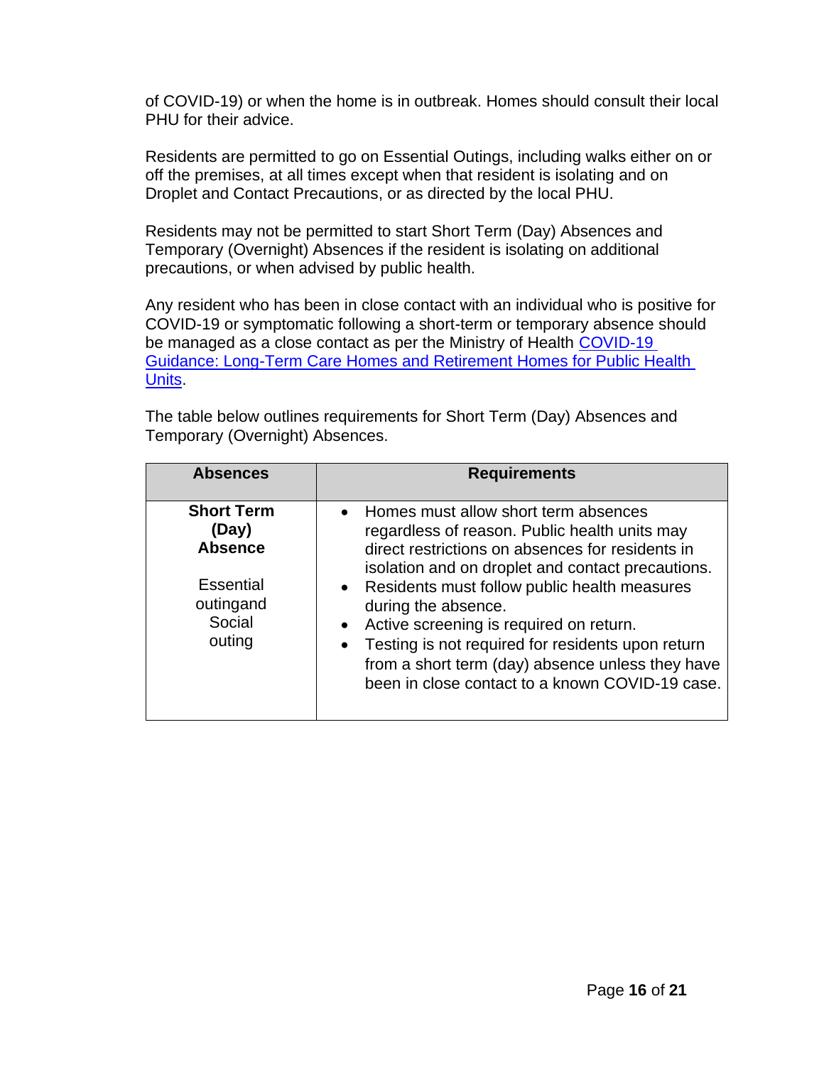of COVID-19) or when the home is in outbreak. Homes should consult their local PHU for their advice.

Residents are permitted to go on Essential Outings, including walks either on or off the premises, at all times except when that resident is isolating and on Droplet and Contact Precautions, or as directed by the local PHU.

Residents may not be permitted to start Short Term (Day) Absences and Temporary (Overnight) Absences if the resident is isolating on additional precautions, or when advised by public health.

Any resident who has been in close contact with an individual who is positive for COVID-19 or symptomatic following a short-term or temporary absence should be managed as a close contact as per the Ministry of Health [COVID-19 Guidance: Long-Term Care Homes and Retirement Homes for Public Health Units](#).

The table below outlines requirements for Short Term (Day) Absences and Temporary (Overnight) Absences.

| Absences | Requirements |
|---|---|
| **Short Term (Day) Absence**<br><br>Essential outingand Social outing | • Homes must allow short term absences regardless of reason. Public health units may direct restrictions on absences for residents in isolation and on droplet and contact precautions.<br>• Residents must follow public health measures during the absence.<br>• Active screening is required on return.<br>• Testing is not required for residents upon return from a short term (day) absence unless they have been in close contact to a known COVID-19 case. |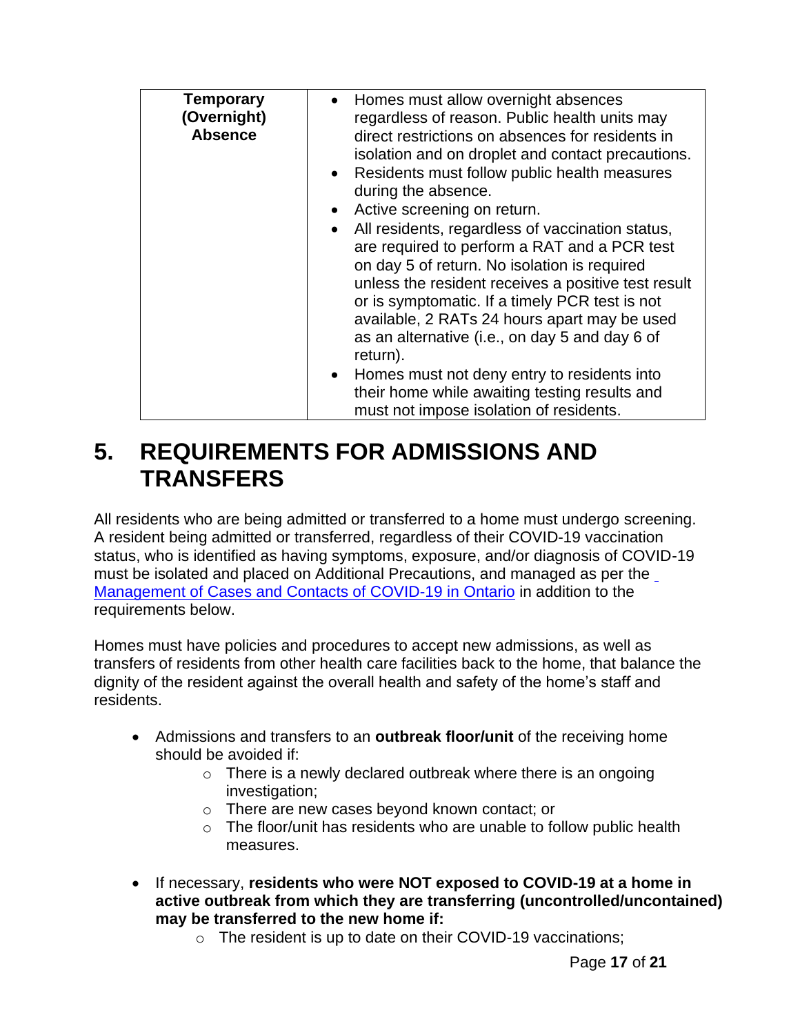| Temporary (Overnight) Absence | <ul><li>Homes must allow overnight absences regardless of reason. Public health units may direct restrictions on absences for residents in isolation and on droplet and contact precautions.</li><li>Residents must follow public health measures during the absence.</li><li>Active screening on return.</li><li>All residents, regardless of vaccination status, are required to perform a RAT and a PCR test on day 5 of return. No isolation is required unless the resident receives a positive test result or is symptomatic. If a timely PCR test is not available, 2 RATs 24 hours apart may be used as an alternative (i.e., on day 5 and day 6 of return).</li><li>Homes must not deny entry to residents into their home while awaiting testing results and must not impose isolation of residents.</li></ul> |
|---|---|

# 5. REQUIREMENTS FOR ADMISSIONS AND TRANSFERS

All residents who are being admitted or transferred to a home must undergo screening. A resident being admitted or transferred, regardless of their COVID-19 vaccination status, who is identified as having symptoms, exposure, and/or diagnosis of COVID-19 must be isolated and placed on Additional Precautions, and managed as per the [Management of Cases and Contacts of COVID-19 in Ontario] in addition to the requirements below.

Homes must have policies and procedures to accept new admissions, as well as transfers of residents from other health care facilities back to the home, that balance the dignity of the resident against the overall health and safety of the home's staff and residents.

- Admissions and transfers to an **outbreak floor/unit** of the receiving home should be avoided if:
  - There is a newly declared outbreak where there is an ongoing investigation;
  - There are new cases beyond known contact; or
  - The floor/unit has residents who are unable to follow public health measures.

- If necessary, **residents who were NOT exposed to COVID-19 at a home in active outbreak from which they are transferring (uncontrolled/uncontained) may be transferred to the new home if:**
  - The resident is up to date on their COVID-19 vaccinations;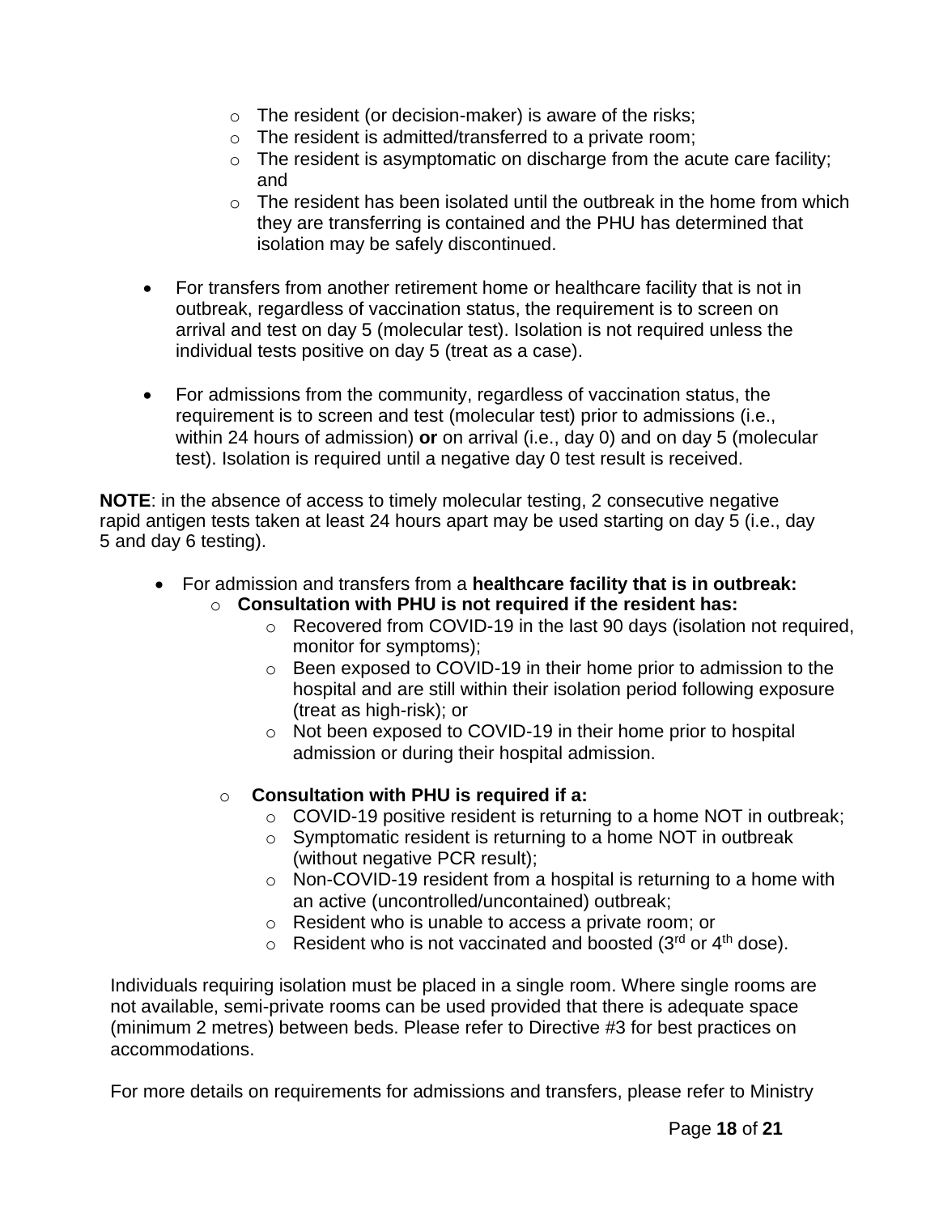- The resident (or decision-maker) is aware of the risks;
  - The resident is admitted/transferred to a private room;
  - The resident is asymptomatic on discharge from the acute care facility; and
  - The resident has been isolated until the outbreak in the home from which they are transferring is contained and the PHU has determined that isolation may be safely discontinued.

- For transfers from another retirement home or healthcare facility that is not in outbreak, regardless of vaccination status, the requirement is to screen on arrival and test on day 5 (molecular test). Isolation is not required unless the individual tests positive on day 5 (treat as a case).

- For admissions from the community, regardless of vaccination status, the requirement is to screen and test (molecular test) prior to admissions (i.e., within 24 hours of admission) **or** on arrival (i.e., day 0) and on day 5 (molecular test). Isolation is required until a negative day 0 test result is received.

**NOTE**: in the absence of access to timely molecular testing, 2 consecutive negative rapid antigen tests taken at least 24 hours apart may be used starting on day 5 (i.e., day 5 and day 6 testing).

- For admission and transfers from a **healthcare facility that is in outbreak:**
  - **Consultation with PHU is not required if the resident has:**
    - Recovered from COVID-19 in the last 90 days (isolation not required, monitor for symptoms);
    - Been exposed to COVID-19 in their home prior to admission to the hospital and are still within their isolation period following exposure (treat as high-risk); or
    - Not been exposed to COVID-19 in their home prior to hospital admission or during their hospital admission.

  - **Consultation with PHU is required if a:**
    - COVID-19 positive resident is returning to a home NOT in outbreak;
    - Symptomatic resident is returning to a home NOT in outbreak (without negative PCR result);
    - Non-COVID-19 resident from a hospital is returning to a home with an active (uncontrolled/uncontained) outbreak;
    - Resident who is unable to access a private room; or
    - Resident who is not vaccinated and boosted (3rd or 4th dose).

Individuals requiring isolation must be placed in a single room. Where single rooms are not available, semi-private rooms can be used provided that there is adequate space (minimum 2 metres) between beds. Please refer to Directive #3 for best practices on accommodations.

For more details on requirements for admissions and transfers, please refer to Ministry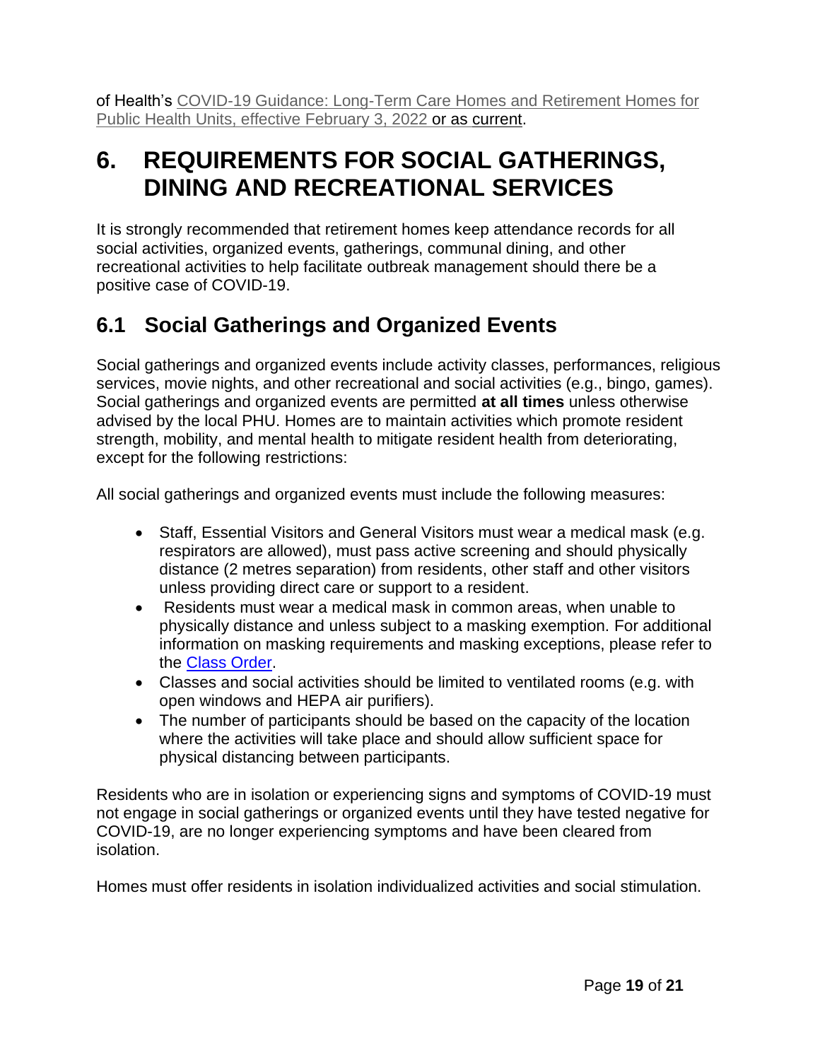of Health's COVID-19 Guidance: Long-Term Care Homes and Retirement Homes for Public Health Units, effective February 3, 2022 or as current.

# 6. REQUIREMENTS FOR SOCIAL GATHERINGS, DINING AND RECREATIONAL SERVICES

It is strongly recommended that retirement homes keep attendance records for all social activities, organized events, gatherings, communal dining, and other recreational activities to help facilitate outbreak management should there be a positive case of COVID-19.

## 6.1 Social Gatherings and Organized Events

Social gatherings and organized events include activity classes, performances, religious services, movie nights, and other recreational and social activities (e.g., bingo, games). Social gatherings and organized events are permitted **at all times** unless otherwise advised by the local PHU. Homes are to maintain activities which promote resident strength, mobility, and mental health to mitigate resident health from deteriorating, except for the following restrictions:

All social gatherings and organized events must include the following measures:

- Staff, Essential Visitors and General Visitors must wear a medical mask (e.g. respirators are allowed), must pass active screening and should physically distance (2 metres separation) from residents, other staff and other visitors unless providing direct care or support to a resident.
- Residents must wear a medical mask in common areas, when unable to physically distance and unless subject to a masking exemption. For additional information on masking requirements and masking exceptions, please refer to the Class Order.
- Classes and social activities should be limited to ventilated rooms (e.g. with open windows and HEPA air purifiers).
- The number of participants should be based on the capacity of the location where the activities will take place and should allow sufficient space for physical distancing between participants.

Residents who are in isolation or experiencing signs and symptoms of COVID-19 must not engage in social gatherings or organized events until they have tested negative for COVID-19, are no longer experiencing symptoms and have been cleared from isolation.

Homes must offer residents in isolation individualized activities and social stimulation.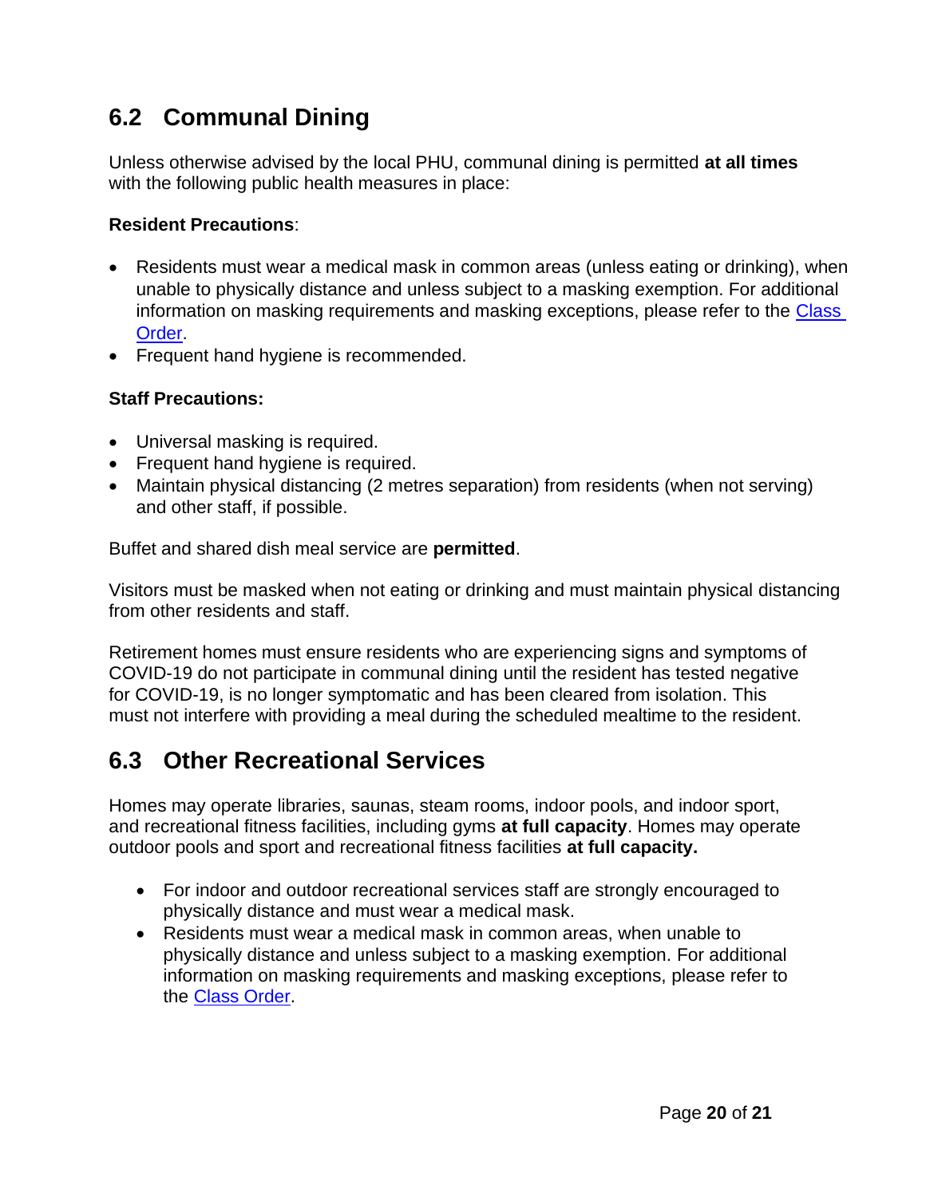## 6.2 Communal Dining

Unless otherwise advised by the local PHU, communal dining is permitted **at all times** with the following public health measures in place:

**Resident Precautions**:

- Residents must wear a medical mask in common areas (unless eating or drinking), when unable to physically distance and unless subject to a masking exemption. For additional information on masking requirements and masking exceptions, please refer to the Class Order.
- Frequent hand hygiene is recommended.

**Staff Precautions:**

- Universal masking is required.
- Frequent hand hygiene is required.
- Maintain physical distancing (2 metres separation) from residents (when not serving) and other staff, if possible.

Buffet and shared dish meal service are **permitted**.

Visitors must be masked when not eating or drinking and must maintain physical distancing from other residents and staff.

Retirement homes must ensure residents who are experiencing signs and symptoms of COVID-19 do not participate in communal dining until the resident has tested negative for COVID-19, is no longer symptomatic and has been cleared from isolation. This must not interfere with providing a meal during the scheduled mealtime to the resident.

## 6.3 Other Recreational Services

Homes may operate libraries, saunas, steam rooms, indoor pools, and indoor sport, and recreational fitness facilities, including gyms **at full capacity**. Homes may operate outdoor pools and sport and recreational fitness facilities **at full capacity.**

- For indoor and outdoor recreational services staff are strongly encouraged to physically distance and must wear a medical mask.
- Residents must wear a medical mask in common areas, when unable to physically distance and unless subject to a masking exemption. For additional information on masking requirements and masking exceptions, please refer to the Class Order.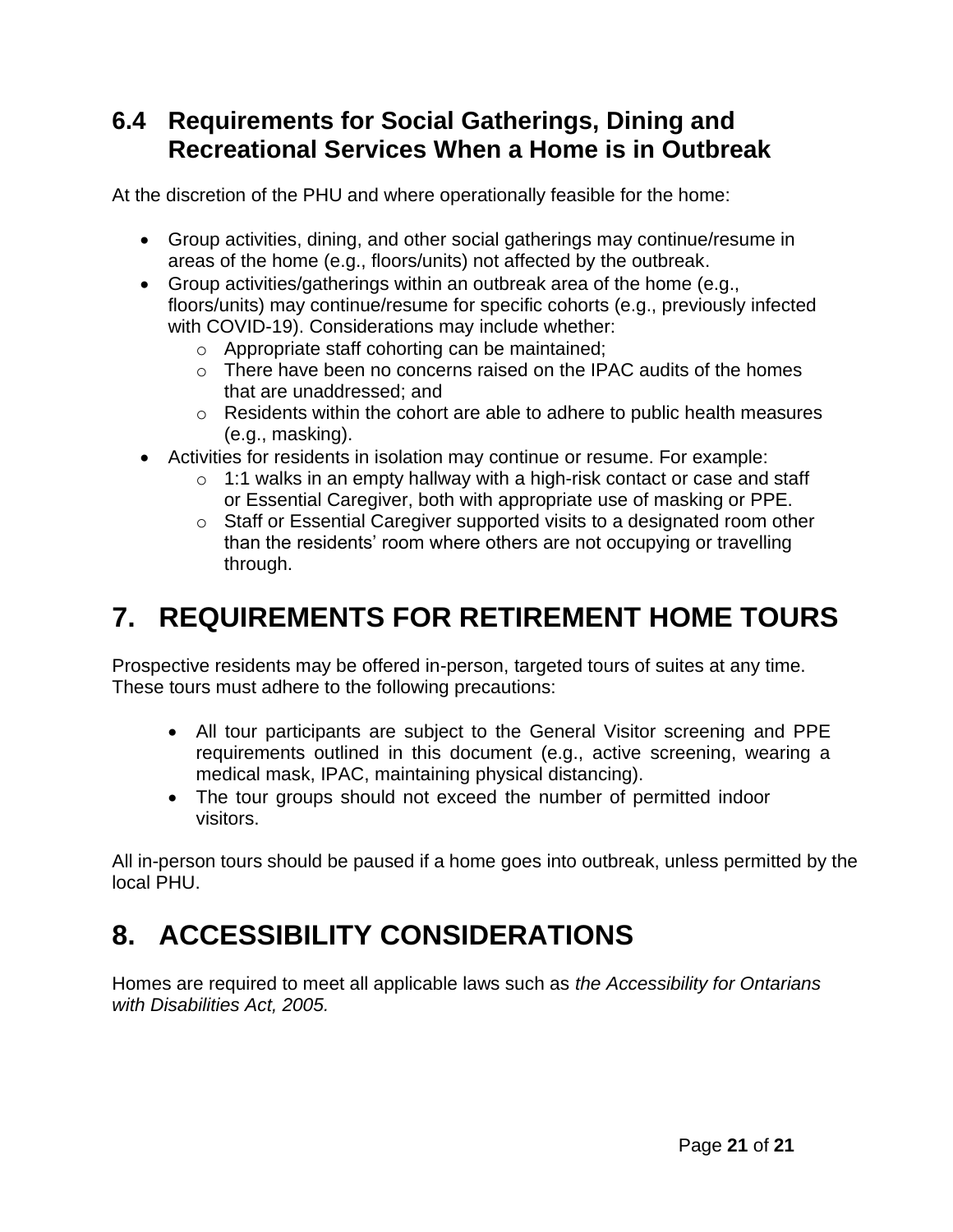### 6.4 Requirements for Social Gatherings, Dining and Recreational Services When a Home is in Outbreak

At the discretion of the PHU and where operationally feasible for the home:

- Group activities, dining, and other social gatherings may continue/resume in areas of the home (e.g., floors/units) not affected by the outbreak.
- Group activities/gatherings within an outbreak area of the home (e.g., floors/units) may continue/resume for specific cohorts (e.g., previously infected with COVID-19). Considerations may include whether:
  - Appropriate staff cohorting can be maintained;
  - There have been no concerns raised on the IPAC audits of the homes that are unaddressed; and
  - Residents within the cohort are able to adhere to public health measures (e.g., masking).
- Activities for residents in isolation may continue or resume. For example:
  - 1:1 walks in an empty hallway with a high-risk contact or case and staff or Essential Caregiver, both with appropriate use of masking or PPE.
  - Staff or Essential Caregiver supported visits to a designated room other than the residents' room where others are not occupying or travelling through.

# 7. REQUIREMENTS FOR RETIREMENT HOME TOURS

Prospective residents may be offered in-person, targeted tours of suites at any time. These tours must adhere to the following precautions:

- All tour participants are subject to the General Visitor screening and PPE requirements outlined in this document (e.g., active screening, wearing a medical mask, IPAC, maintaining physical distancing).
- The tour groups should not exceed the number of permitted indoor visitors.

All in-person tours should be paused if a home goes into outbreak, unless permitted by the local PHU.

# 8. ACCESSIBILITY CONSIDERATIONS

Homes are required to meet all applicable laws such as *the Accessibility for Ontarians with Disabilities Act, 2005.*